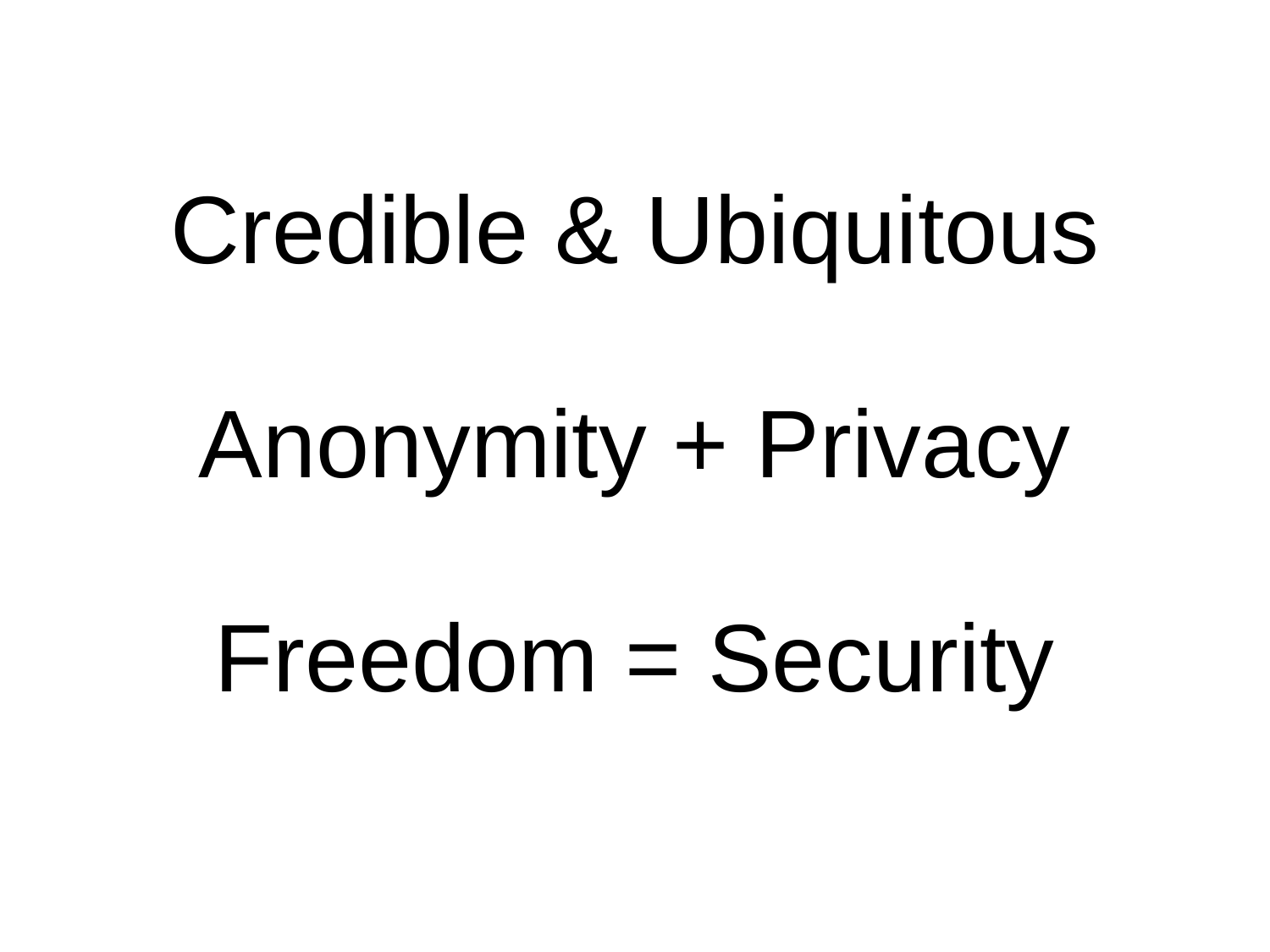Credible & Ubiquitous

Anonymity + Privacy

Freedom = Security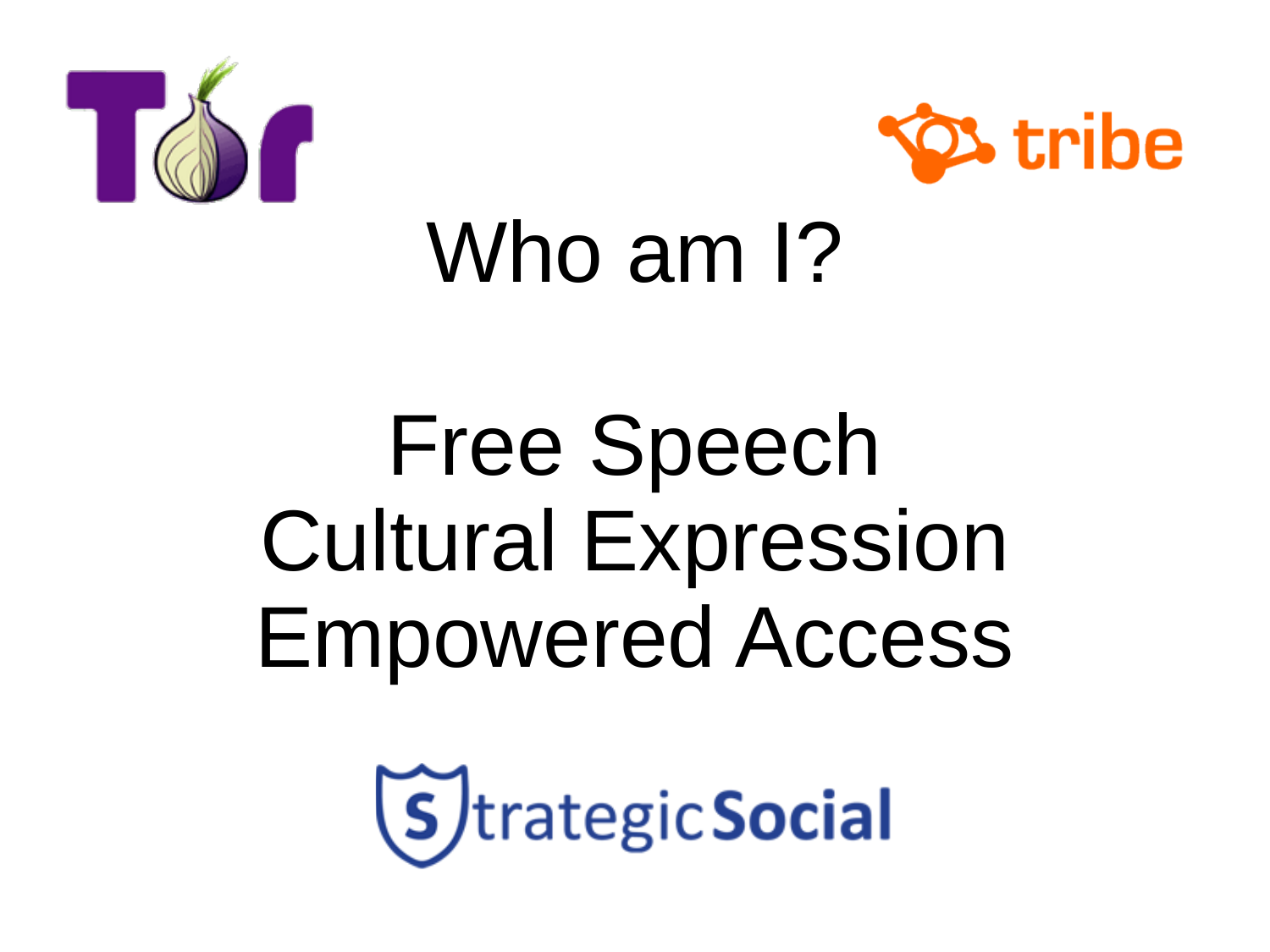# Who am I?

Free Speech
Cultural Expression
Empowered Access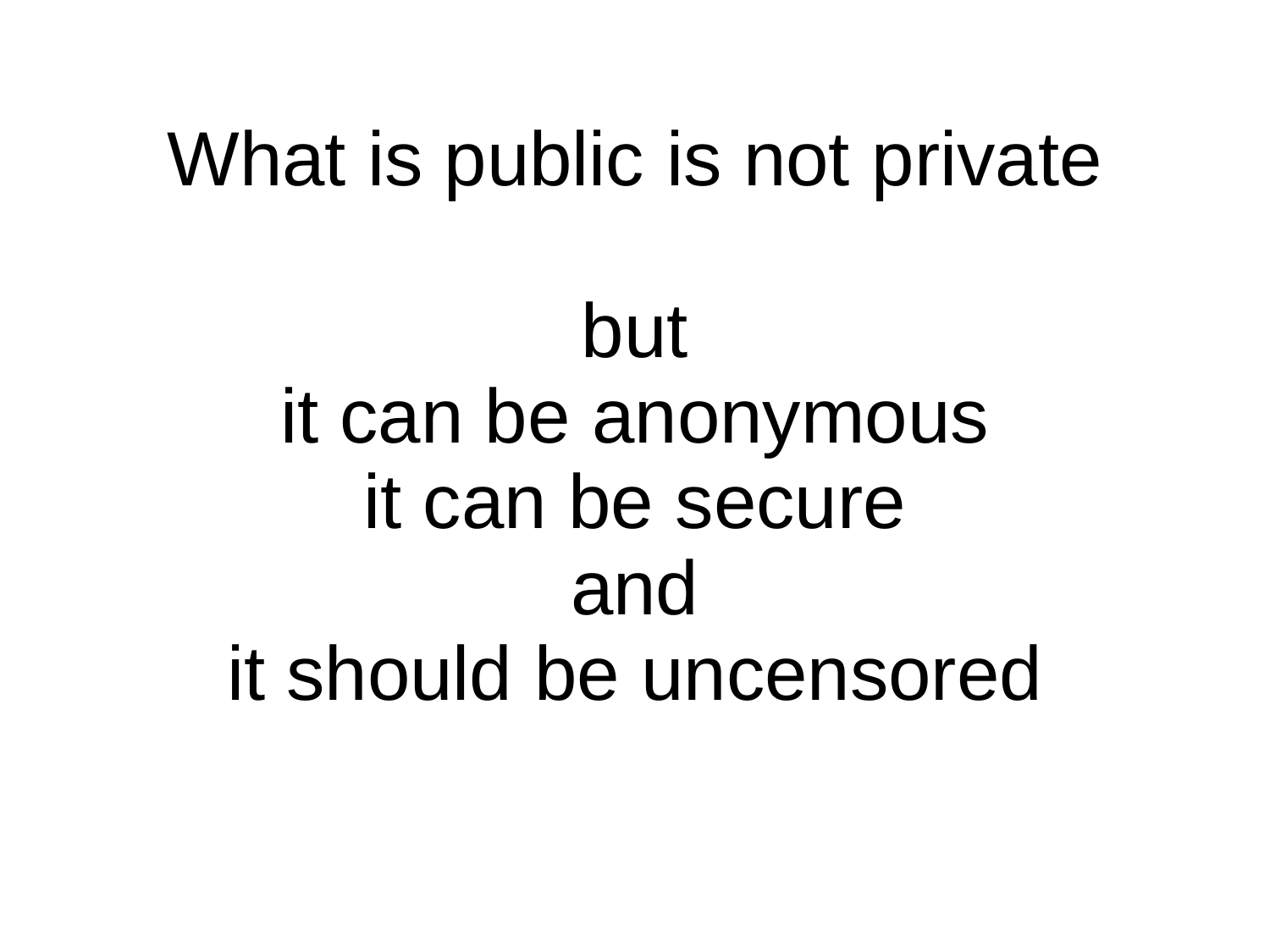# What is public is not private

but
it can be anonymous
it can be secure
and
it should be uncensored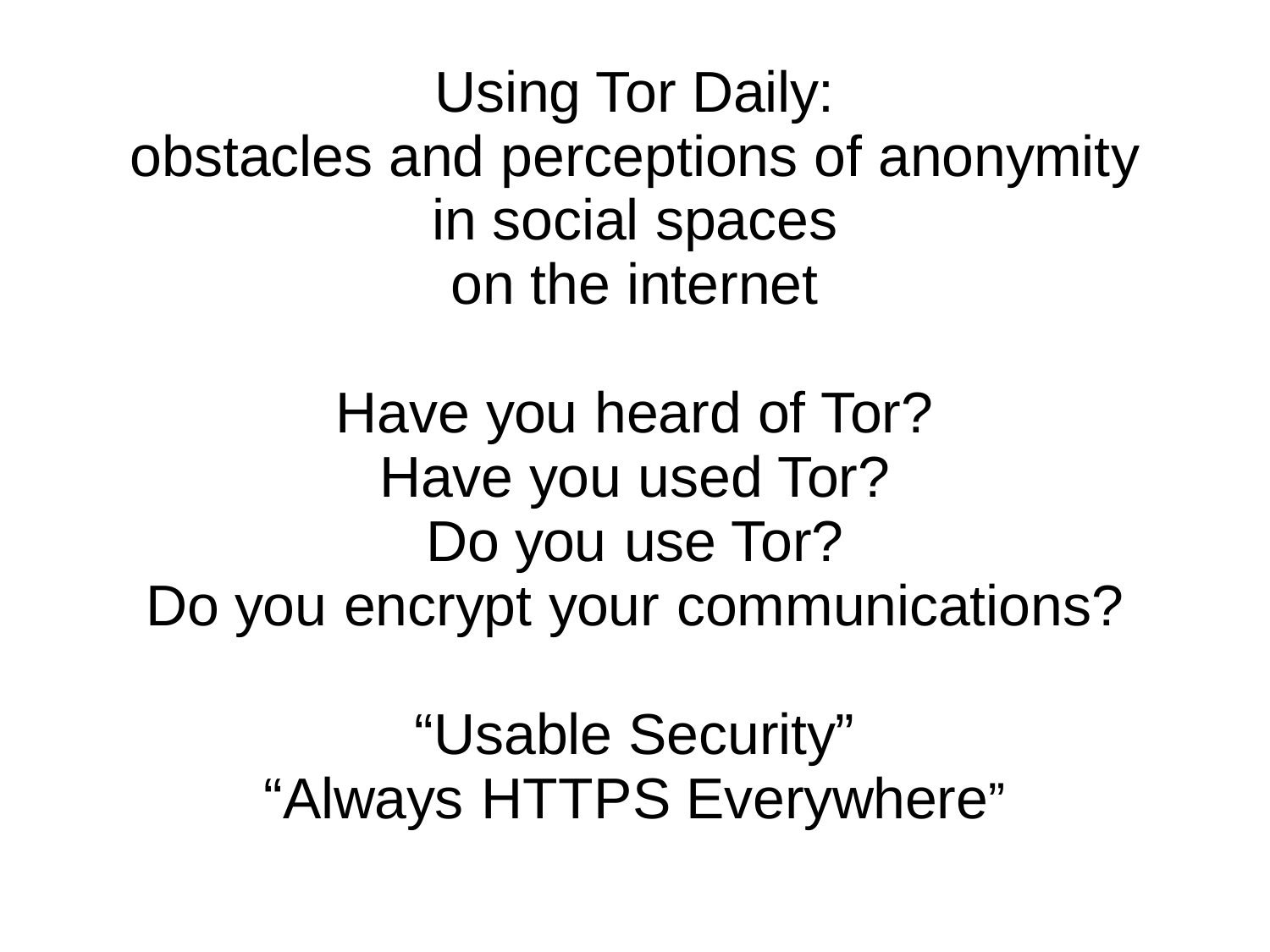# Using Tor Daily: obstacles and perceptions of anonymity in social spaces on the internet

Have you heard of Tor?
Have you used Tor?
Do you use Tor?
Do you encrypt your communications?

“Usable Security”
“Always HTTPS Everywhere”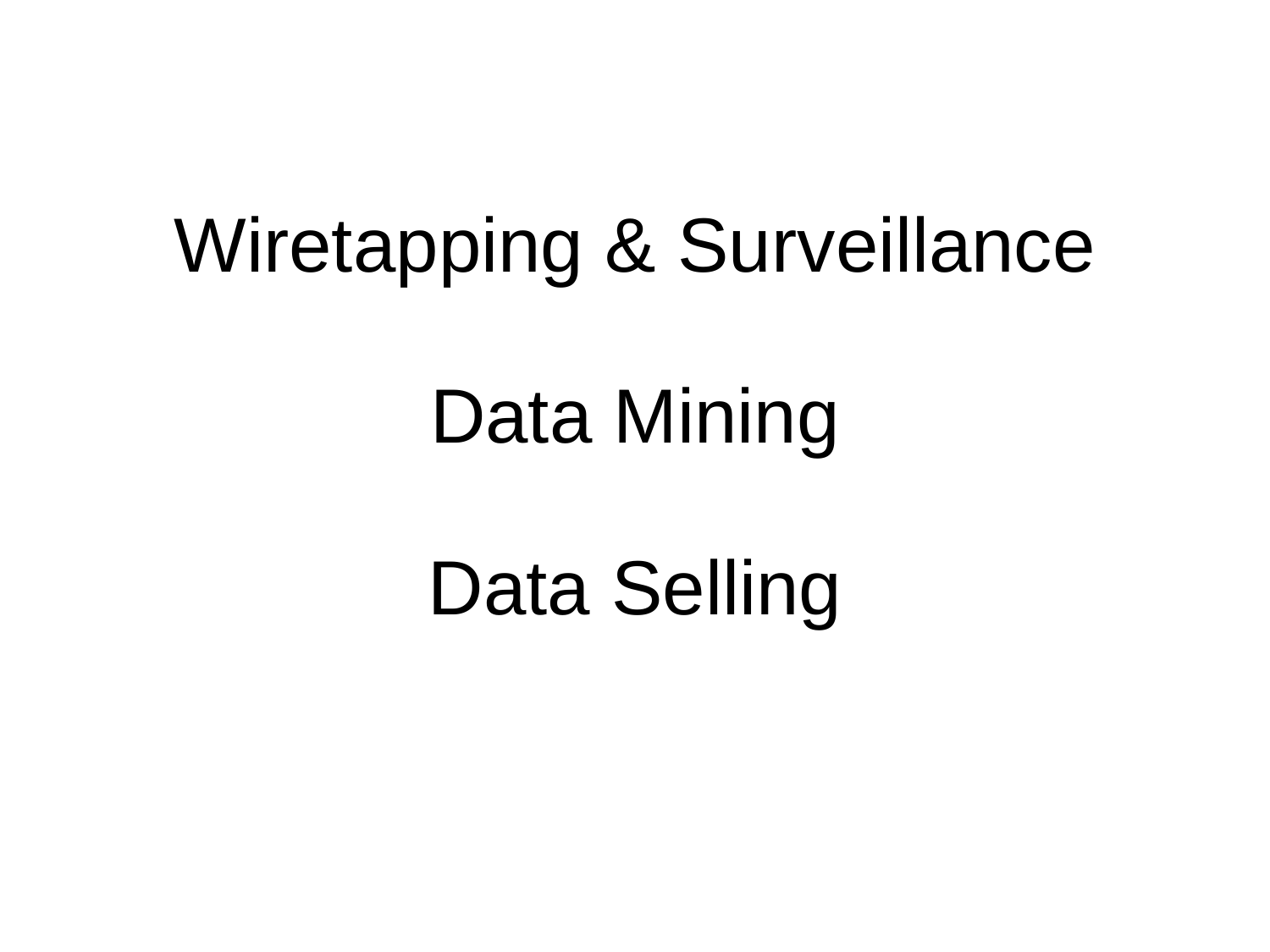Wiretapping & Surveillance

Data Mining

Data Selling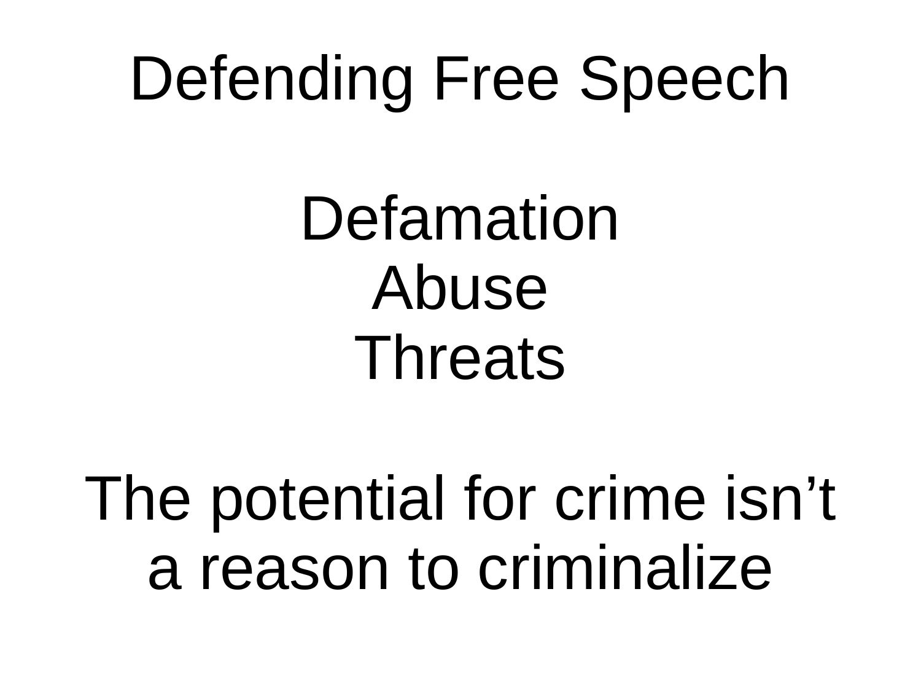# Defending Free Speech

Defamation
Abuse
Threats

The potential for crime isn't a reason to criminalize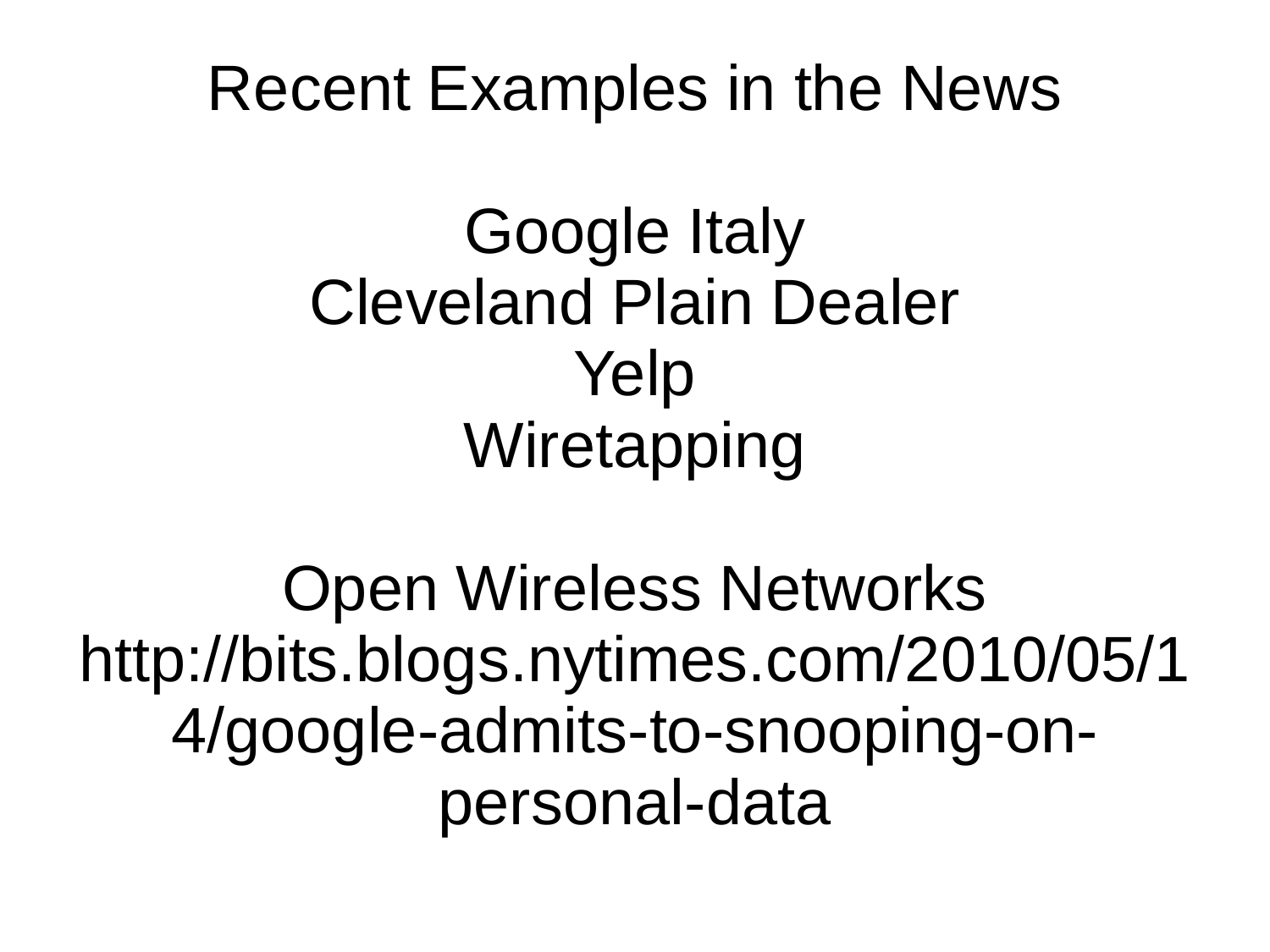# Recent Examples in the News

Google Italy
Cleveland Plain Dealer
Yelp
Wiretapping

Open Wireless Networks
http://bits.blogs.nytimes.com/2010/05/14/google-admits-to-snooping-on-personal-data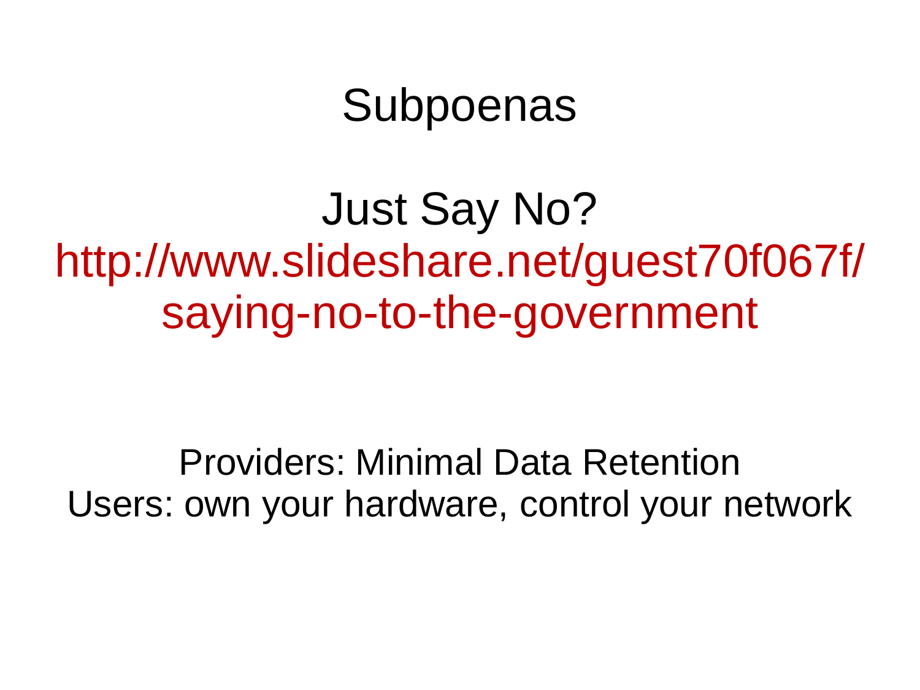# Subpoenas

## Just Say No?

http://www.slideshare.net/guest70f067f/saying-no-to-the-government

Providers: Minimal Data Retention
Users: own your hardware, control your network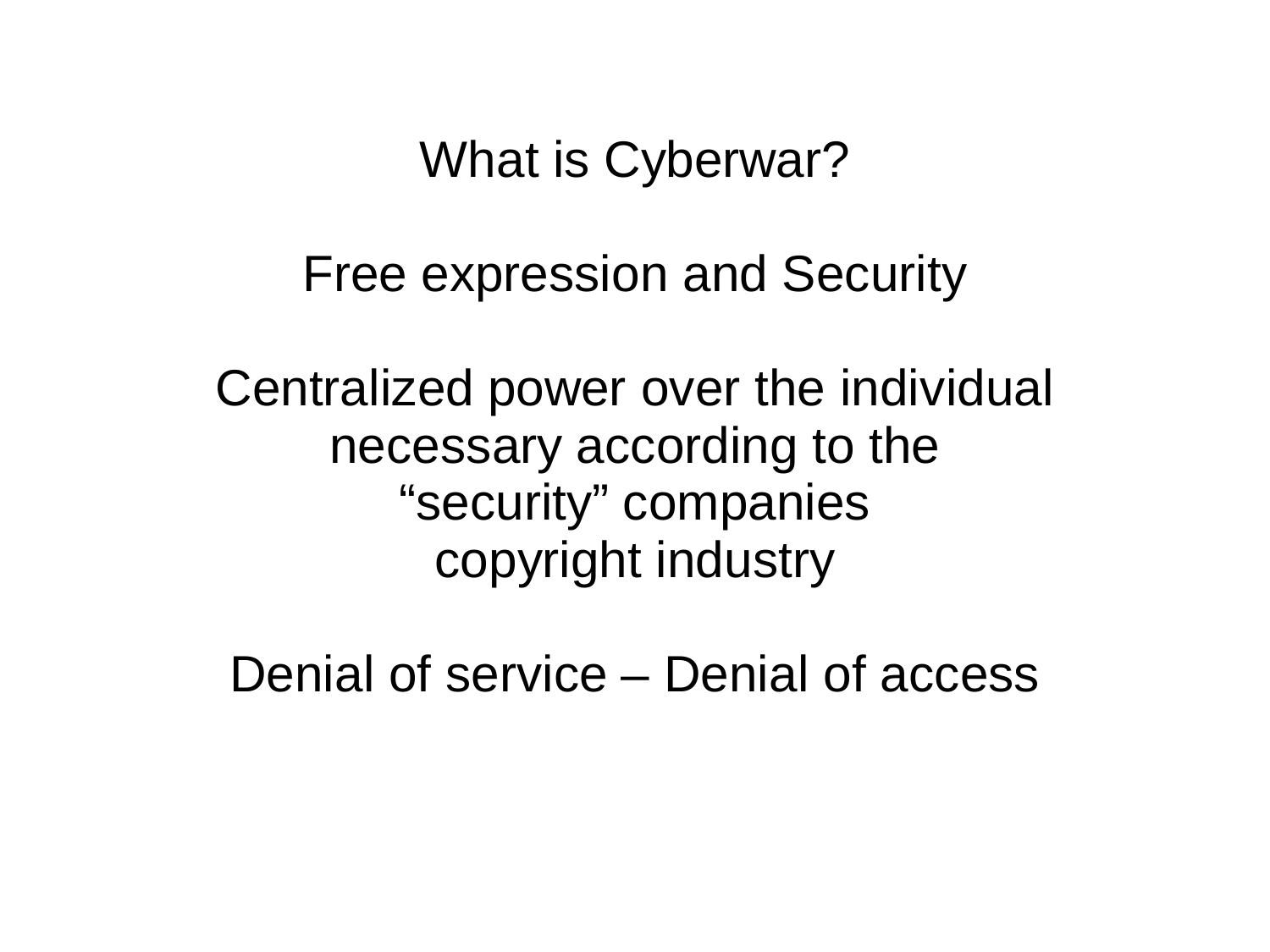What is Cyberwar?

Free expression and Security

Centralized power over the individual
necessary according to the
“security” companies
copyright industry

Denial of service – Denial of access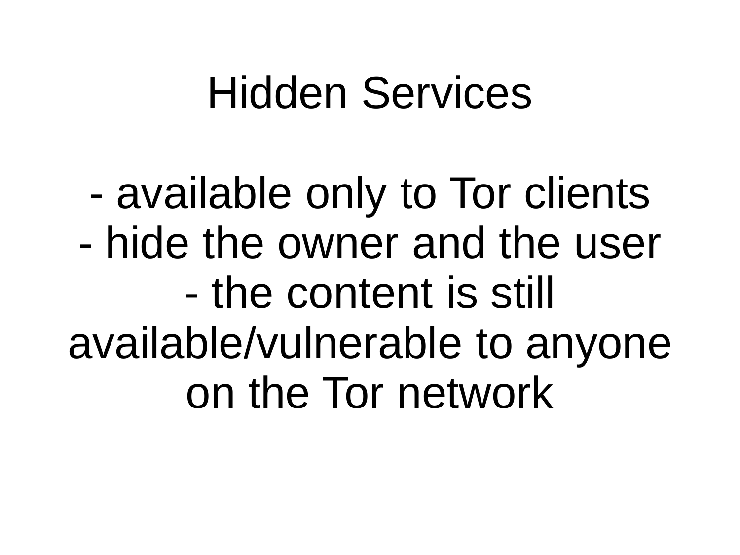# Hidden Services

- available only to Tor clients
- hide the owner and the user
- the content is still available/vulnerable to anyone on the Tor network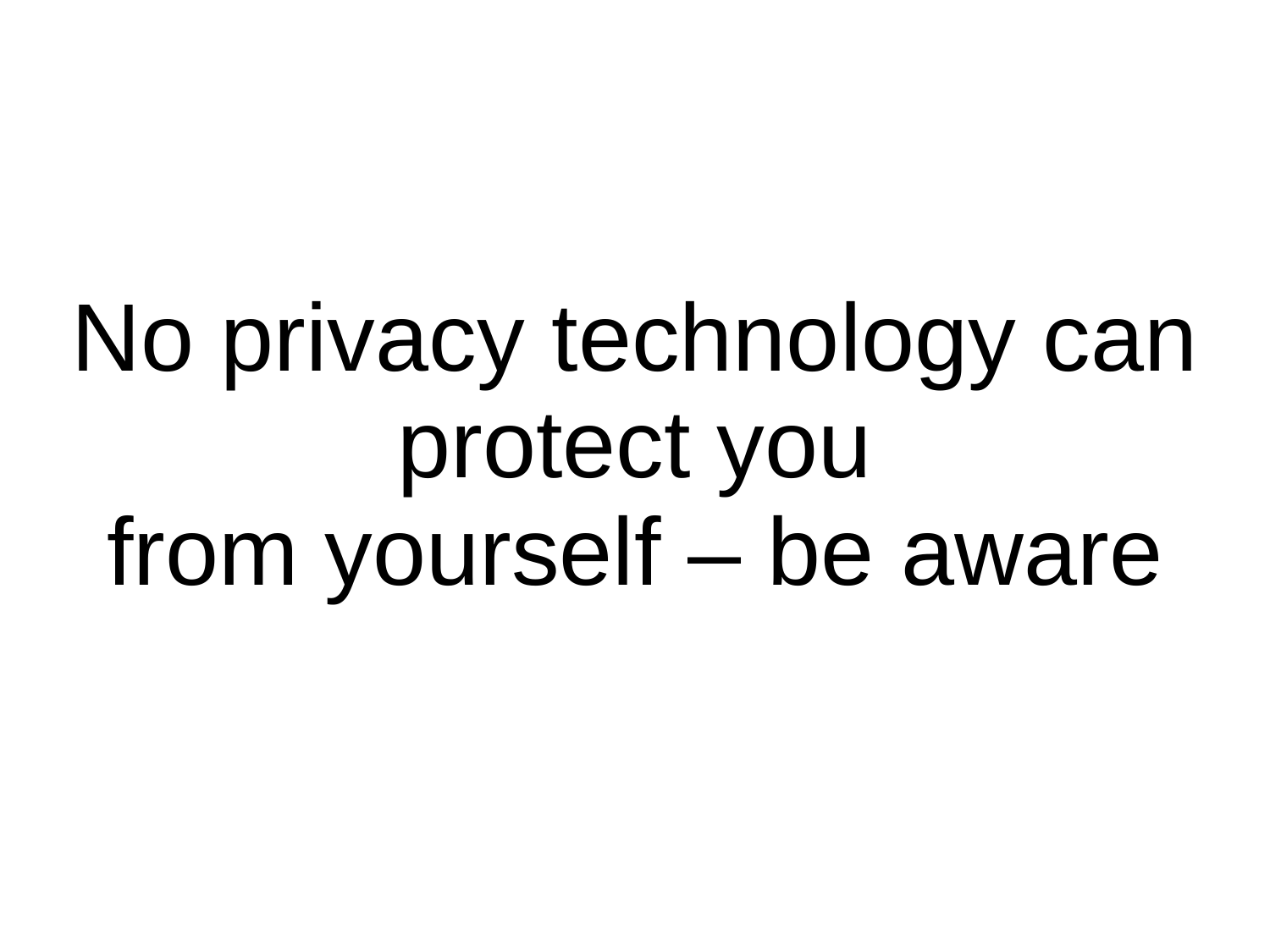# No privacy technology can protect you from yourself – be aware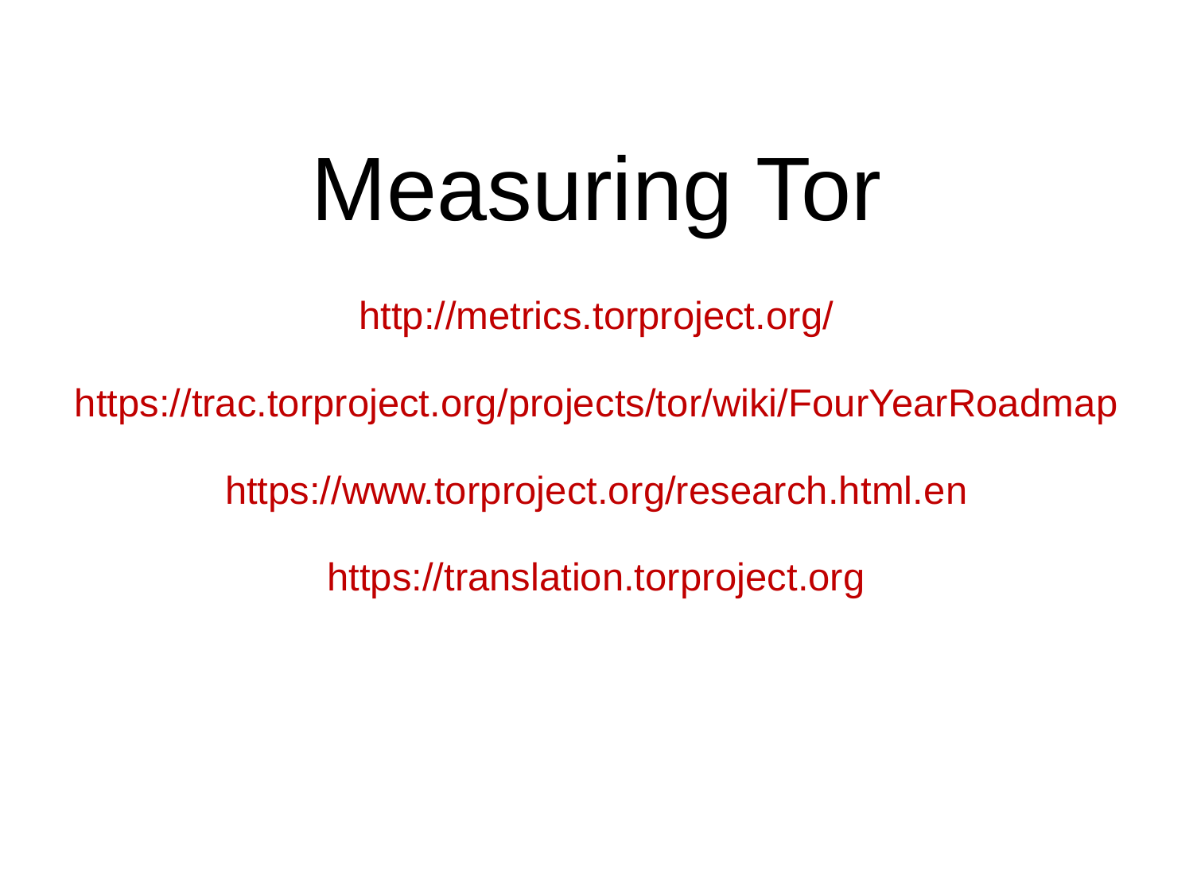# Measuring Tor

http://metrics.torproject.org/

https://trac.torproject.org/projects/tor/wiki/FourYearRoadmap

https://www.torproject.org/research.html.en

https://translation.torproject.org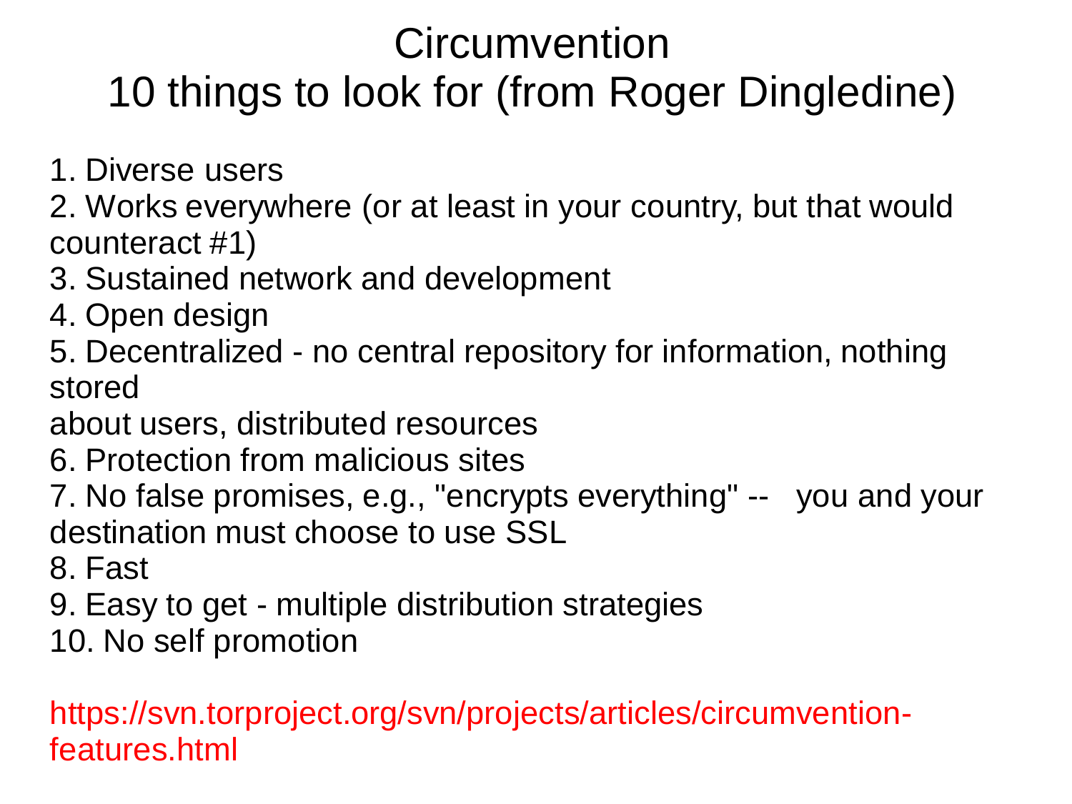# Circumvention
# 10 things to look for (from Roger Dingledine)

1. Diverse users
2. Works everywhere (or at least in your country, but that would counteract #1)
3. Sustained network and development
4. Open design
5. Decentralized - no central repository for information, nothing stored about users, distributed resources
6. Protection from malicious sites
7. No false promises, e.g., "encrypts everything" -- you and your destination must choose to use SSL
8. Fast
9. Easy to get - multiple distribution strategies
10. No self promotion

https://svn.torproject.org/svn/projects/articles/circumvention-features.html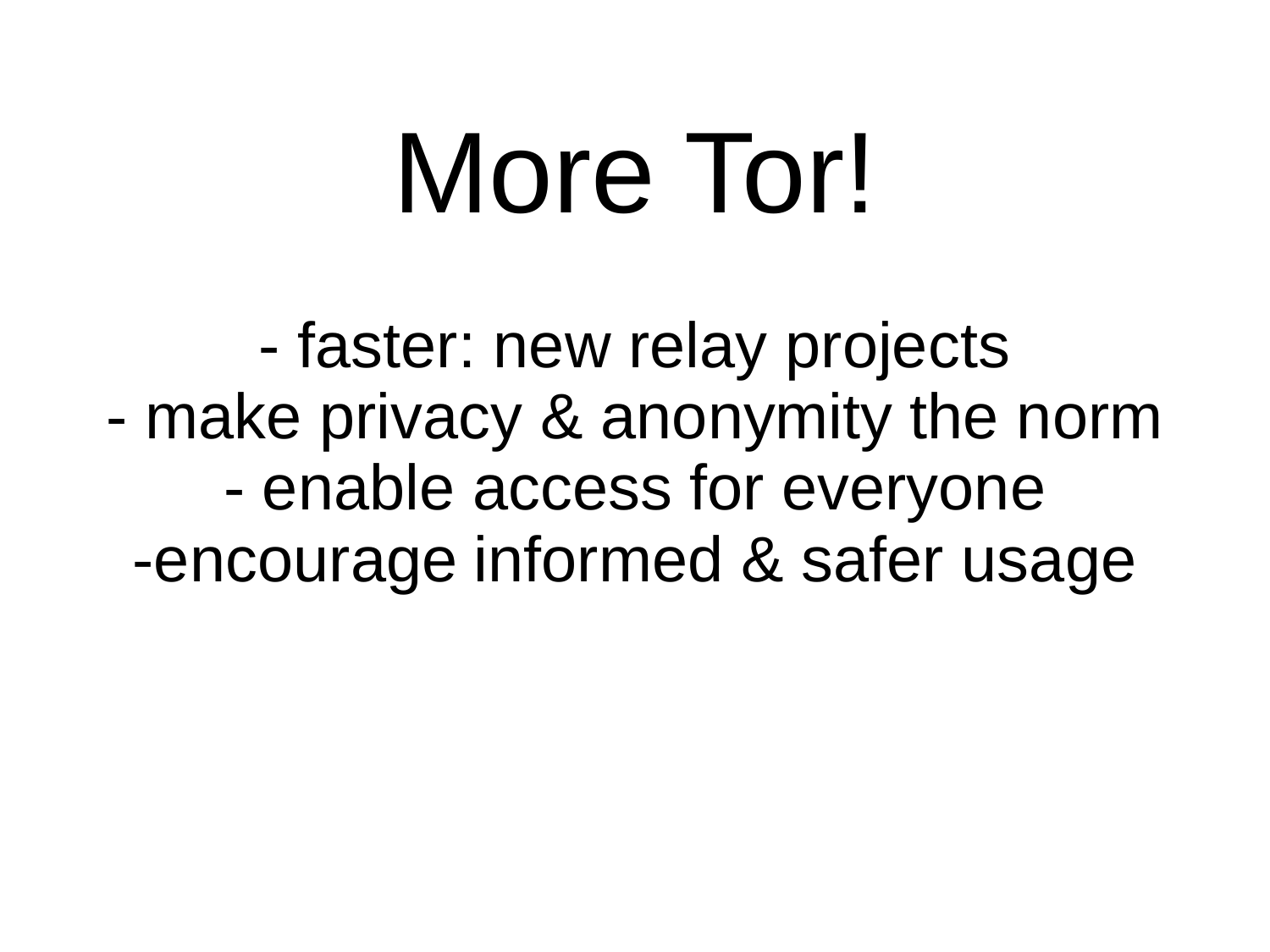# More Tor!

- faster: new relay projects
- make privacy & anonymity the norm
- enable access for everyone
-encourage informed & safer usage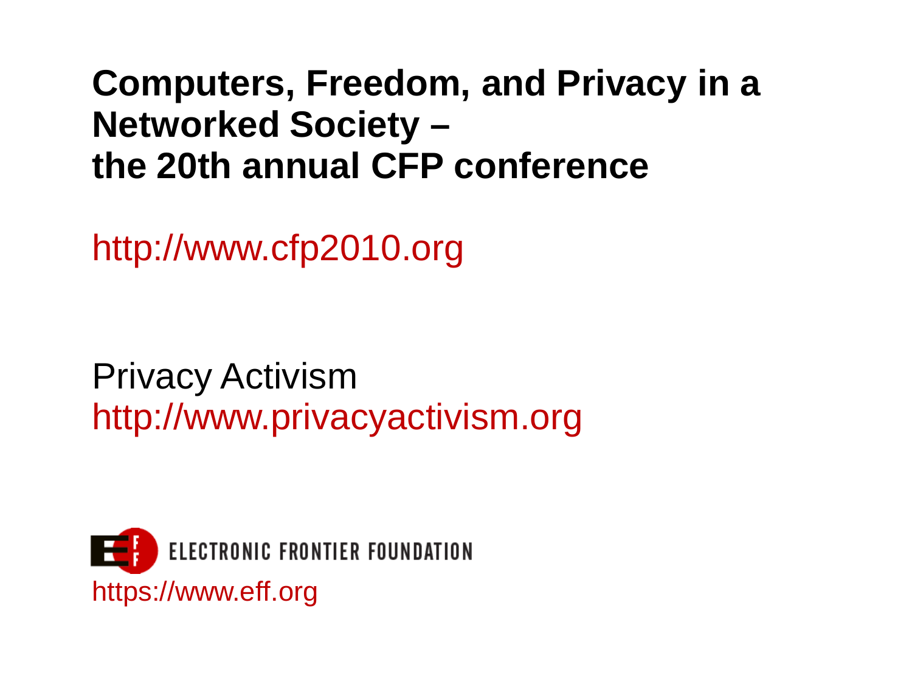**Computers, Freedom, and Privacy in a Networked Society –**
**the 20th annual CFP conference**

http://www.cfp2010.org

Privacy Activism
http://www.privacyactivism.org

ELECTRONIC FRONTIER FOUNDATION
https://www.eff.org